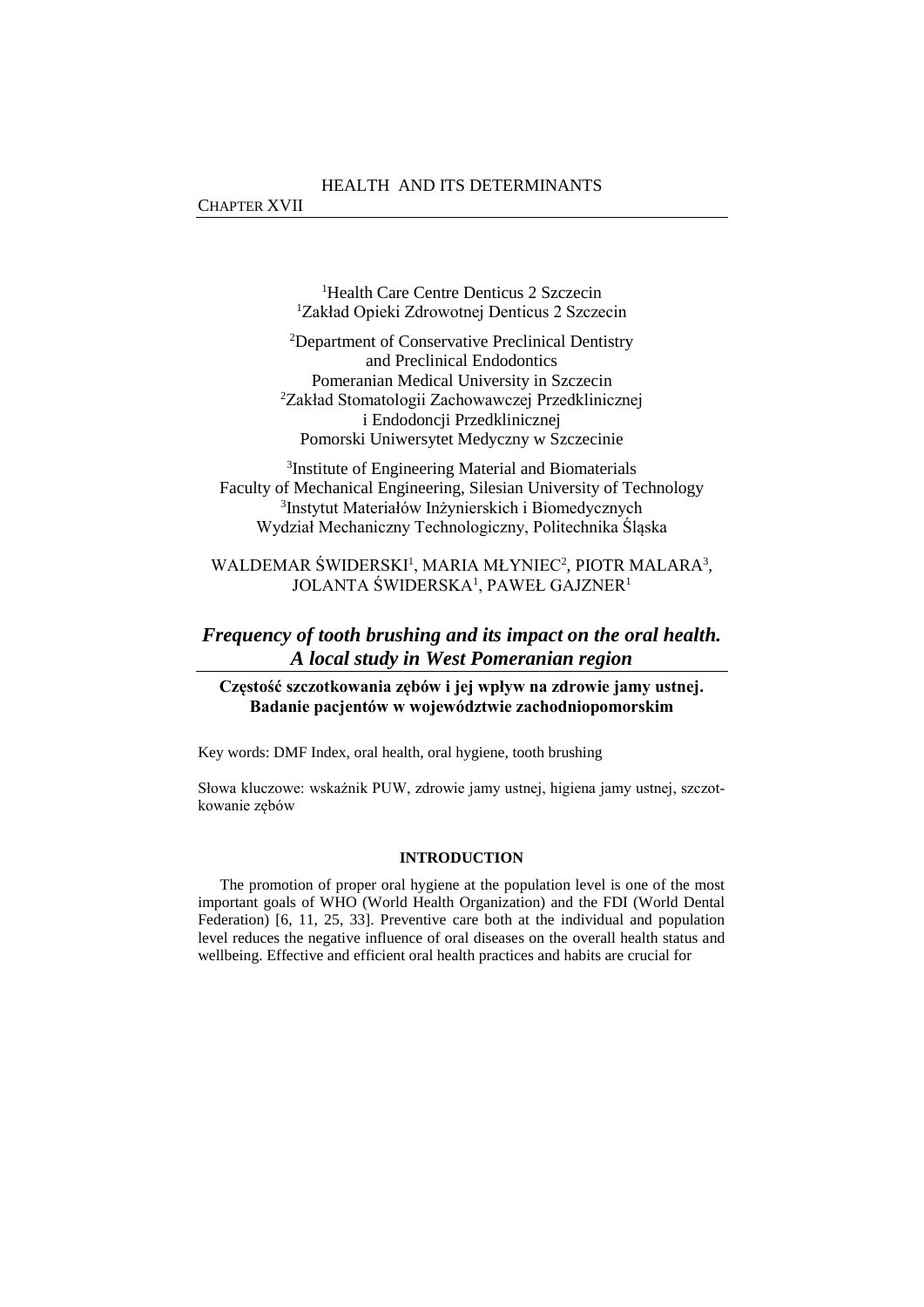[1]Health Care Centre Denticus 2 Szczecin
[1]Zakład Opieki Zdrowotnej Denticus 2 Szczecin

[2]Department of Conservative Preclinical Dentistry
and Preclinical Endodontics
Pomeranian Medical University in Szczecin
[2]Zakład Stomatologii Zachowawczej Przedklinicznej
i Endodoncji Przedklinicznej
Pomorski Uniwersytet Medyczny w Szczecinie

[3]Institute of Engineering Material and Biomaterials
Faculty of Mechanical Engineering, Silesian University of Technology
[3]Instytut Materiałów Inżynierskich i Biomedycznych
Wydział Mechaniczny Technologiczny, Politechnika Śląska

WALDEMAR ŚWIDERSKI[1], MARIA MŁYNIEC[2], PIOTR MALARA[3], JOLANTA ŚWIDERSKA[1], PAWEŁ GAJZNER[1]

# *Frequency of tooth brushing and its impact on the oral health. A local study in West Pomeranian region*

**Częstość szczotkowania zębów i jej wpływ na zdrowie jamy ustnej. Badanie pacjentów w województwie zachodniopomorskim**

Key words: DMF Index, oral health, oral hygiene, tooth brushing

Słowa kluczowe: wskaźnik PUW, zdrowie jamy ustnej, higiena jamy ustnej, szczotkowanie zębów

## INTRODUCTION

The promotion of proper oral hygiene at the population level is one of the most important goals of WHO (World Health Organization) and the FDI (World Dental Federation) [6, 11, 25, 33]. Preventive care both at the individual and population level reduces the negative influence of oral diseases on the overall health status and wellbeing. Effective and efficient oral health practices and habits are crucial for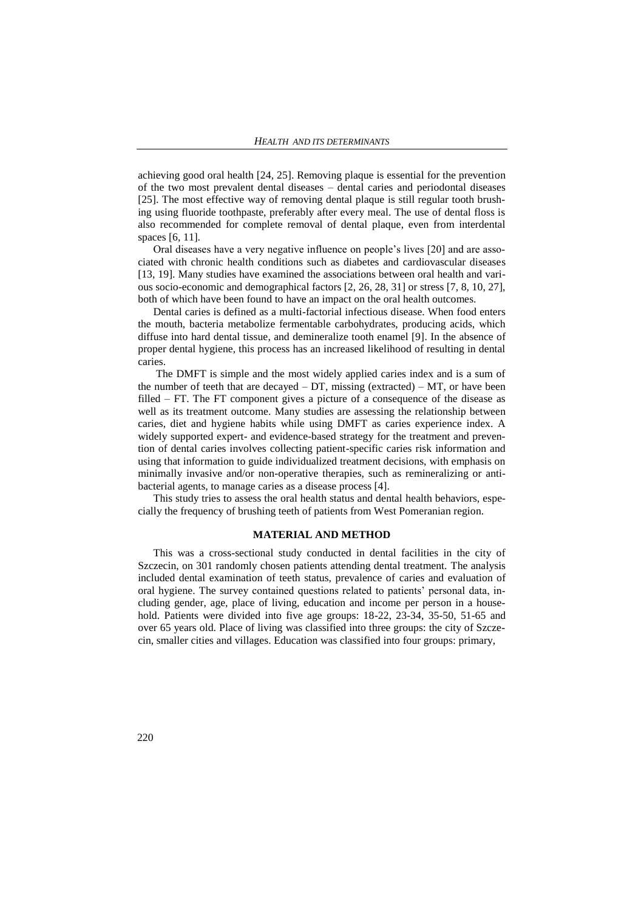achieving good oral health [24, 25]. Removing plaque is essential for the prevention of the two most prevalent dental diseases – dental caries and periodontal diseases [25]. The most effective way of removing dental plaque is still regular tooth brushing using fluoride toothpaste, preferably after every meal. The use of dental floss is also recommended for complete removal of dental plaque, even from interdental spaces [6, 11].

Oral diseases have a very negative influence on people's lives [20] and are associated with chronic health conditions such as diabetes and cardiovascular diseases [13, 19]. Many studies have examined the associations between oral health and various socio-economic and demographical factors [2, 26, 28, 31] or stress [7, 8, 10, 27], both of which have been found to have an impact on the oral health outcomes.

Dental caries is defined as a multi-factorial infectious disease. When food enters the mouth, bacteria metabolize fermentable carbohydrates, producing acids, which diffuse into hard dental tissue, and demineralize tooth enamel [9]. In the absence of proper dental hygiene, this process has an increased likelihood of resulting in dental caries.

The DMFT is simple and the most widely applied caries index and is a sum of the number of teeth that are decayed – DT, missing (extracted) – MT, or have been filled – FT. The FT component gives a picture of a consequence of the disease as well as its treatment outcome. Many studies are assessing the relationship between caries, diet and hygiene habits while using DMFT as caries experience index. A widely supported expert- and evidence-based strategy for the treatment and prevention of dental caries involves collecting patient-specific caries risk information and using that information to guide individualized treatment decisions, with emphasis on minimally invasive and/or non-operative therapies, such as remineralizing or antibacterial agents, to manage caries as a disease process [4].

This study tries to assess the oral health status and dental health behaviors, especially the frequency of brushing teeth of patients from West Pomeranian region.

## MATERIAL AND METHOD

This was a cross-sectional study conducted in dental facilities in the city of Szczecin, on 301 randomly chosen patients attending dental treatment. The analysis included dental examination of teeth status, prevalence of caries and evaluation of oral hygiene. The survey contained questions related to patients' personal data, including gender, age, place of living, education and income per person in a household. Patients were divided into five age groups: 18-22, 23-34, 35-50, 51-65 and over 65 years old. Place of living was classified into three groups: the city of Szczecin, smaller cities and villages. Education was classified into four groups: primary,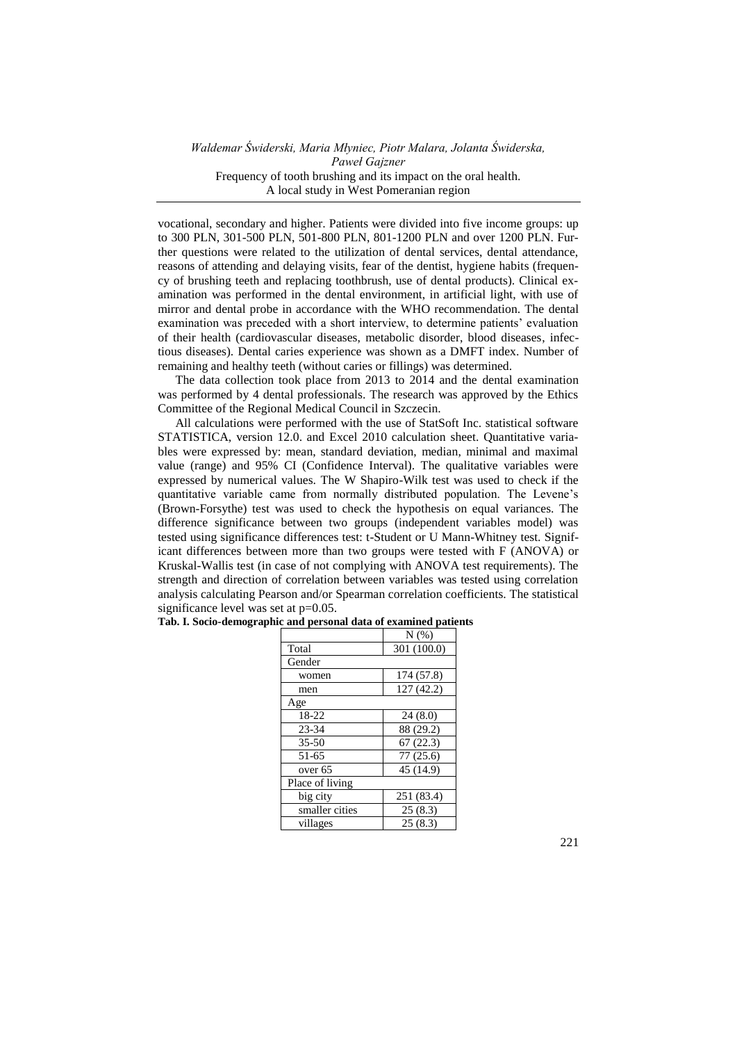vocational, secondary and higher. Patients were divided into five income groups: up to 300 PLN, 301-500 PLN, 501-800 PLN, 801-1200 PLN and over 1200 PLN. Further questions were related to the utilization of dental services, dental attendance, reasons of attending and delaying visits, fear of the dentist, hygiene habits (frequency of brushing teeth and replacing toothbrush, use of dental products). Clinical examination was performed in the dental environment, in artificial light, with use of mirror and dental probe in accordance with the WHO recommendation. The dental examination was preceded with a short interview, to determine patients' evaluation of their health (cardiovascular diseases, metabolic disorder, blood diseases, infectious diseases). Dental caries experience was shown as a DMFT index. Number of remaining and healthy teeth (without caries or fillings) was determined.

The data collection took place from 2013 to 2014 and the dental examination was performed by 4 dental professionals. The research was approved by the Ethics Committee of the Regional Medical Council in Szczecin.

All calculations were performed with the use of StatSoft Inc. statistical software STATISTICA, version 12.0. and Excel 2010 calculation sheet. Quantitative variables were expressed by: mean, standard deviation, median, minimal and maximal value (range) and 95% CI (Confidence Interval). The qualitative variables were expressed by numerical values. The W Shapiro-Wilk test was used to check if the quantitative variable came from normally distributed population. The Levene's (Brown-Forsythe) test was used to check the hypothesis on equal variances. The difference significance between two groups (independent variables model) was tested using significance differences test: t-Student or U Mann-Whitney test. Significant differences between more than two groups were tested with F (ANOVA) or Kruskal-Wallis test (in case of not complying with ANOVA test requirements). The strength and direction of correlation between variables was tested using correlation analysis calculating Pearson and/or Spearman correlation coefficients. The statistical significance level was set at $p=0.05$.

**Tab. I. Socio-demographic and personal data of examined patients**

| | N (%) |
|---|---|
| Total | 301 (100.0) |
| Gender | |
| women | 174 (57.8) |
| men | 127 (42.2) |
| Age | |
| 18-22 | 24 (8.0) |
| 23-34 | 88 (29.2) |
| 35-50 | 67 (22.3) |
| 51-65 | 77 (25.6) |
| over 65 | 45 (14.9) |
| Place of living | |
| big city | 251 (83.4) |
| smaller cities | 25 (8.3) |
| villages | 25 (8.3) |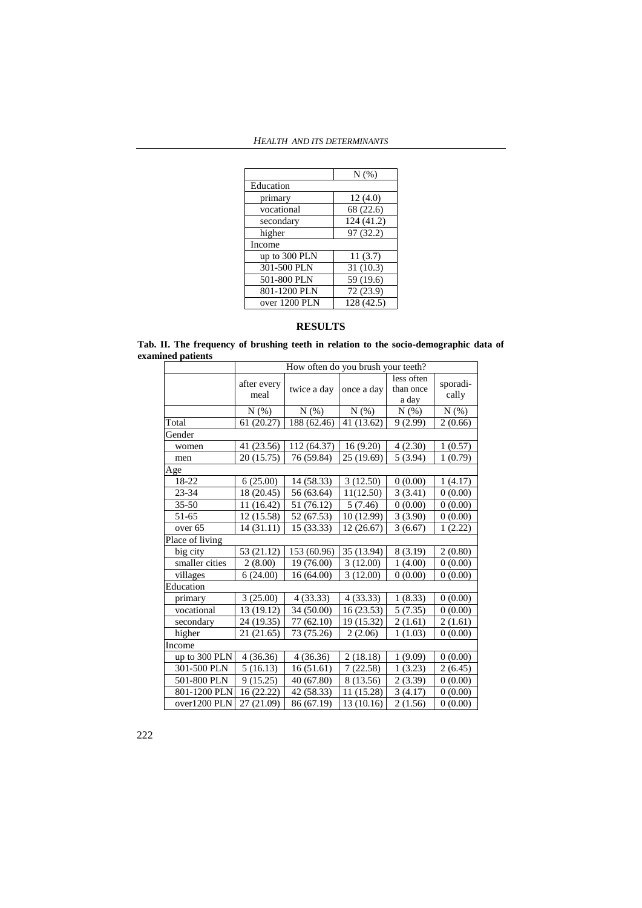| | N (%) |
|---|---|
| Education | |
| primary | 12 (4.0) |
| vocational | 68 (22.6) |
| secondary | 124 (41.2) |
| higher | 97 (32.2) |
| Income | |
| up to 300 PLN | 11 (3.7) |
| 301-500 PLN | 31 (10.3) |
| 501-800 PLN | 59 (19.6) |
| 801-1200 PLN | 72 (23.9) |
| over 1200 PLN | 128 (42.5) |

## RESULTS

**Tab. II. The frequency of brushing teeth in relation to the socio-demographic data of examined patients**

| | How often do you brush your teeth? | | | | |
|---|---|---|---|---|---|
| | after every meal | twice a day | once a day | less often than once a day | sporadi-cally |
| | N (%) | N (%) | N (%) | N (%) | N (%) |
| Total | 61 (20.27) | 188 (62.46) | 41 (13.62) | 9 (2.99) | 2 (0.66) |
| Gender | | | | | |
| women | 41 (23.56) | 112 (64.37) | 16 (9.20) | 4 (2.30) | 1 (0.57) |
| men | 20 (15.75) | 76 (59.84) | 25 (19.69) | 5 (3.94) | 1 (0.79) |
| Age | | | | | |
| 18-22 | 6 (25.00) | 14 (58.33) | 3 (12.50) | 0 (0.00) | 1 (4.17) |
| 23-34 | 18 (20.45) | 56 (63.64) | 11(12.50) | 3 (3.41) | 0 (0.00) |
| 35-50 | 11 (16.42) | 51 (76.12) | 5 (7.46) | 0 (0.00) | 0 (0.00) |
| 51-65 | 12 (15.58) | 52 (67.53) | 10 (12.99) | 3 (3.90) | 0 (0.00) |
| over 65 | 14 (31.11) | 15 (33.33) | 12 (26.67) | 3 (6.67) | 1 (2.22) |
| Place of living | | | | | |
| big city | 53 (21.12) | 153 (60.96) | 35 (13.94) | 8 (3.19) | 2 (0.80) |
| smaller cities | 2 (8.00) | 19 (76.00) | 3 (12.00) | 1 (4.00) | 0 (0.00) |
| villages | 6 (24.00) | 16 (64.00) | 3 (12.00) | 0 (0.00) | 0 (0.00) |
| Education | | | | | |
| primary | 3 (25.00) | 4 (33.33) | 4 (33.33) | 1 (8.33) | 0 (0.00) |
| vocational | 13 (19.12) | 34 (50.00) | 16 (23.53) | 5 (7.35) | 0 (0.00) |
| secondary | 24 (19.35) | 77 (62.10) | 19 (15.32) | 2 (1.61) | 2 (1.61) |
| higher | 21 (21.65) | 73 (75.26) | 2 (2.06) | 1 (1.03) | 0 (0.00) |
| Income | | | | | |
| up to 300 PLN | 4 (36.36) | 4 (36.36) | 2 (18.18) | 1 (9.09) | 0 (0.00) |
| 301-500 PLN | 5 (16.13) | 16 (51.61) | 7 (22.58) | 1 (3.23) | 2 (6.45) |
| 501-800 PLN | 9 (15.25) | 40 (67.80) | 8 (13.56) | 2 (3.39) | 0 (0.00) |
| 801-1200 PLN | 16 (22.22) | 42 (58.33) | 11 (15.28) | 3 (4.17) | 0 (0.00) |
| over1200 PLN | 27 (21.09) | 86 (67.19) | 13 (10.16) | 2 (1.56) | 0 (0.00) |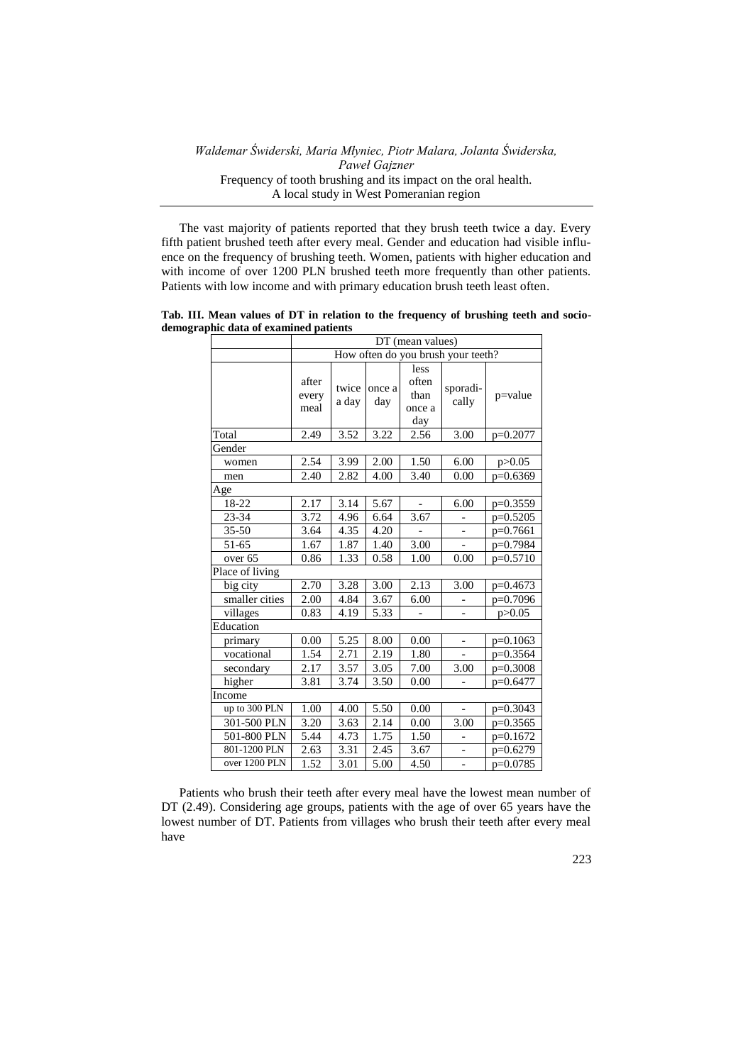The vast majority of patients reported that they brush teeth twice a day. Every fifth patient brushed teeth after every meal. Gender and education had visible influence on the frequency of brushing teeth. Women, patients with higher education and with income of over 1200 PLN brushed teeth more frequently than other patients. Patients with low income and with primary education brush teeth least often.

**Tab. III. Mean values of DT in relation to the frequency of brushing teeth and socio-demographic data of examined patients**

| | DT (mean values) | | | | | |
|---|---|---|---|---|---|---|
| | How often do you brush your teeth? | | | | | |
| | after every meal | twice a day | once a day | less often than once a day | sporadically | p=value |
| Total | 2.49 | 3.52 | 3.22 | 2.56 | 3.00 | p=0.2077 |
| Gender | | | | | | |
| women | 2.54 | 3.99 | 2.00 | 1.50 | 6.00 | p>0.05 |
| men | 2.40 | 2.82 | 4.00 | 3.40 | 0.00 | p=0.6369 |
| Age | | | | | | |
| 18-22 | 2.17 | 3.14 | 5.67 | - | 6.00 | p=0.3559 |
| 23-34 | 3.72 | 4.96 | 6.64 | 3.67 | - | p=0.5205 |
| 35-50 | 3.64 | 4.35 | 4.20 | - | - | p=0.7661 |
| 51-65 | 1.67 | 1.87 | 1.40 | 3.00 | - | p=0.7984 |
| over 65 | 0.86 | 1.33 | 0.58 | 1.00 | 0.00 | p=0.5710 |
| Place of living | | | | | | |
| big city | 2.70 | 3.28 | 3.00 | 2.13 | 3.00 | p=0.4673 |
| smaller cities | 2.00 | 4.84 | 3.67 | 6.00 | - | p=0.7096 |
| villages | 0.83 | 4.19 | 5.33 | - | - | p>0.05 |
| Education | | | | | | |
| primary | 0.00 | 5.25 | 8.00 | 0.00 | - | p=0.1063 |
| vocational | 1.54 | 2.71 | 2.19 | 1.80 | - | p=0.3564 |
| secondary | 2.17 | 3.57 | 3.05 | 7.00 | 3.00 | p=0.3008 |
| higher | 3.81 | 3.74 | 3.50 | 0.00 | - | p=0.6477 |
| Income | | | | | | |
| up to 300 PLN | 1.00 | 4.00 | 5.50 | 0.00 | - | p=0.3043 |
| 301-500 PLN | 3.20 | 3.63 | 2.14 | 0.00 | 3.00 | p=0.3565 |
| 501-800 PLN | 5.44 | 4.73 | 1.75 | 1.50 | - | p=0.1672 |
| 801-1200 PLN | 2.63 | 3.31 | 2.45 | 3.67 | - | p=0.6279 |
| over 1200 PLN | 1.52 | 3.01 | 5.00 | 4.50 | - | p=0.0785 |

Patients who brush their teeth after every meal have the lowest mean number of DT (2.49). Considering age groups, patients with the age of over 65 years have the lowest number of DT. Patients from villages who brush their teeth after every meal have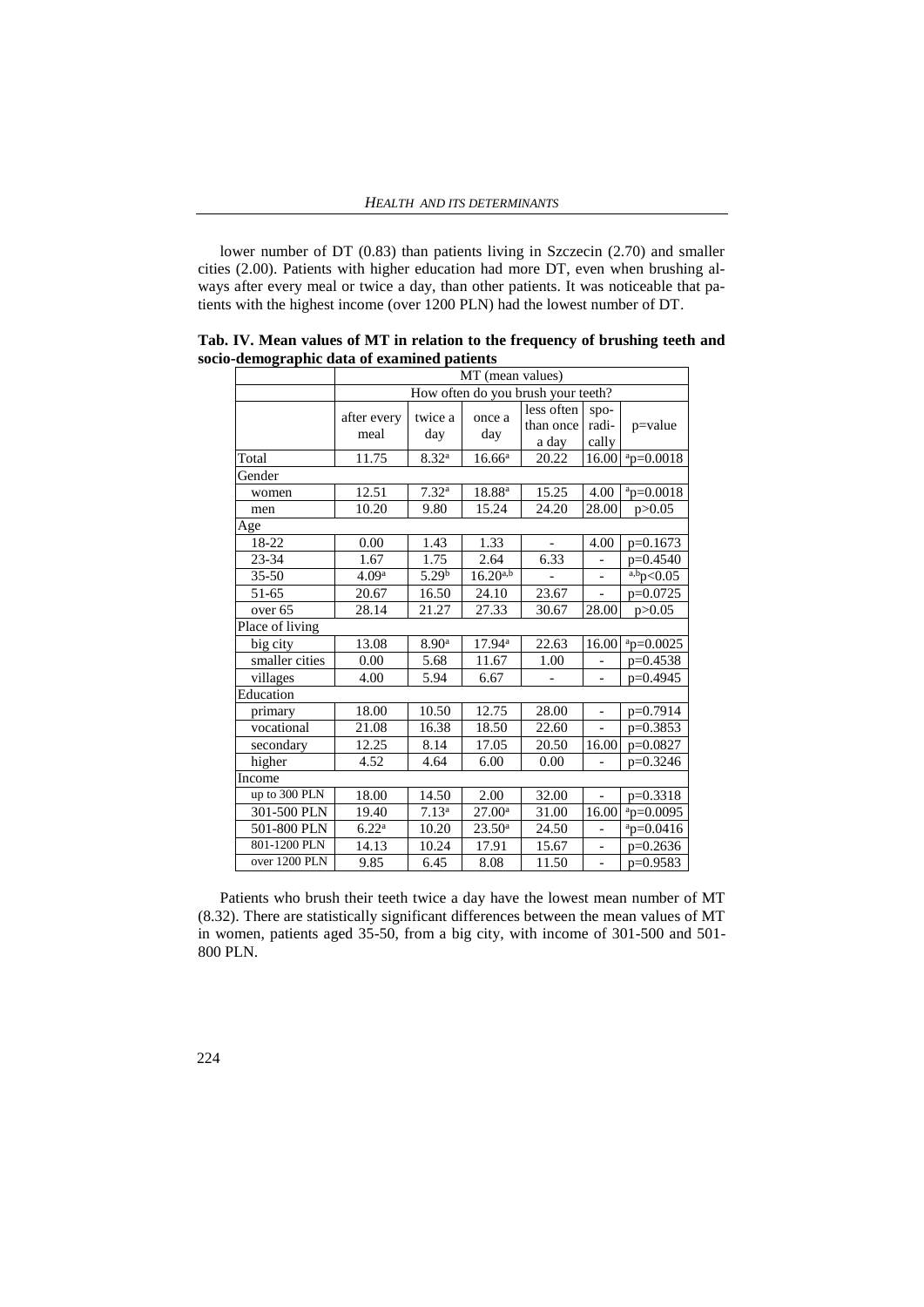lower number of DT (0.83) than patients living in Szczecin (2.70) and smaller cities (2.00). Patients with higher education had more DT, even when brushing always after every meal or twice a day, than other patients. It was noticeable that patients with the highest income (over 1200 PLN) had the lowest number of DT.

**Tab. IV. Mean values of MT in relation to the frequency of brushing teeth and socio-demographic data of examined patients**

| | MT (mean values) | | | | | |
|---|---|---|---|---|---|---|
| | How often do you brush your teeth? | | | | | |
| | after every meal | twice a day | once a day | less often than once a day | spo-radi-cally | p=value |
| Total | 11.75 | 8.32[a] | 16.66[a] | 20.22 | 16.00 | [a]p=0.0018 |
| Gender | | | | | | |
| women | 12.51 | 7.32[a] | 18.88[a] | 15.25 | 4.00 | [a]p=0.0018 |
| men | 10.20 | 9.80 | 15.24 | 24.20 | 28.00 | p>0.05 |
| Age | | | | | | |
| 18-22 | 0.00 | 1.43 | 1.33 | - | 4.00 | p=0.1673 |
| 23-34 | 1.67 | 1.75 | 2.64 | 6.33 | - | p=0.4540 |
| 35-50 | 4.09[a] | 5.29[b] | 16.20[a,b] | - | - | [a,b]p<0.05 |
| 51-65 | 20.67 | 16.50 | 24.10 | 23.67 | - | p=0.0725 |
| over 65 | 28.14 | 21.27 | 27.33 | 30.67 | 28.00 | p>0.05 |
| Place of living | | | | | | |
| big city | 13.08 | 8.90[a] | 17.94[a] | 22.63 | 16.00 | [a]p=0.0025 |
| smaller cities | 0.00 | 5.68 | 11.67 | 1.00 | - | p=0.4538 |
| villages | 4.00 | 5.94 | 6.67 | - | - | p=0.4945 |
| Education | | | | | | |
| primary | 18.00 | 10.50 | 12.75 | 28.00 | - | p=0.7914 |
| vocational | 21.08 | 16.38 | 18.50 | 22.60 | - | p=0.3853 |
| secondary | 12.25 | 8.14 | 17.05 | 20.50 | 16.00 | p=0.0827 |
| higher | 4.52 | 4.64 | 6.00 | 0.00 | - | p=0.3246 |
| Income | | | | | | |
| up to 300 PLN | 18.00 | 14.50 | 2.00 | 32.00 | - | p=0.3318 |
| 301-500 PLN | 19.40 | 7.13[a] | 27.00[a] | 31.00 | 16.00 | [a]p=0.0095 |
| 501-800 PLN | 6.22[a] | 10.20 | 23.50[a] | 24.50 | - | [a]p=0.0416 |
| 801-1200 PLN | 14.13 | 10.24 | 17.91 | 15.67 | - | p=0.2636 |
| over 1200 PLN | 9.85 | 6.45 | 8.08 | 11.50 | - | p=0.9583 |

Patients who brush their teeth twice a day have the lowest mean number of MT (8.32). There are statistically significant differences between the mean values of MT in women, patients aged 35-50, from a big city, with income of 301-500 and 501-800 PLN.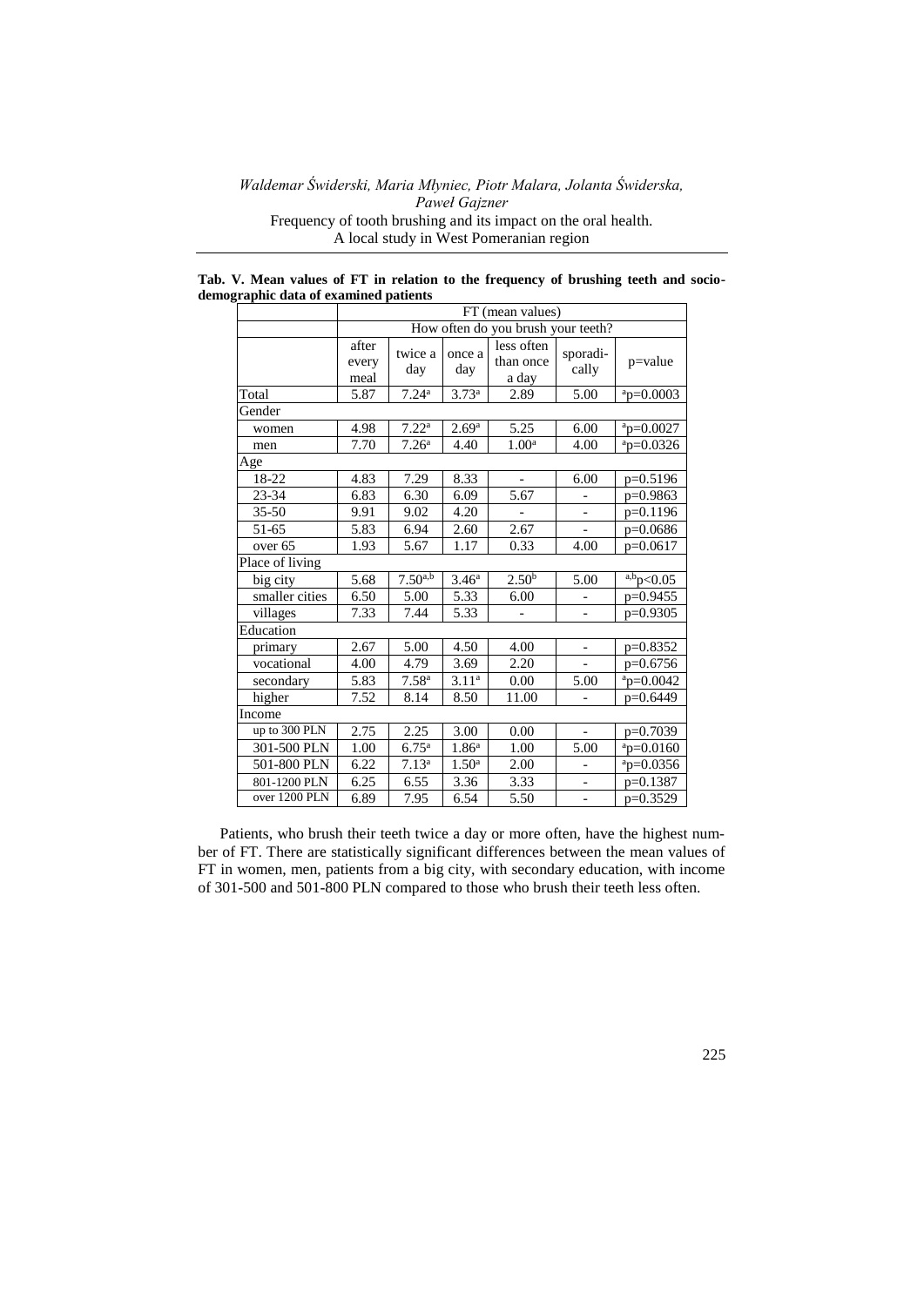**Tab. V. Mean values of FT in relation to the frequency of brushing teeth and socio-demographic data of examined patients**

| | FT (mean values) | | | | | |
|---|---|---|---|---|---|---|
| | How often do you brush your teeth? | | | | | |
| | after every meal | twice a day | once a day | less often than once a day | sporadically | p=value |
| Total | 5.87 | 7.24[a] | 3.73[a] | 2.89 | 5.00 | [a]p=0.0003 |
| Gender | | | | | | |
| women | 4.98 | 7.22[a] | 2.69[a] | 5.25 | 6.00 | [a]p=0.0027 |
| men | 7.70 | 7.26[a] | 4.40 | 1.00[a] | 4.00 | [a]p=0.0326 |
| Age | | | | | | |
| 18-22 | 4.83 | 7.29 | 8.33 | - | 6.00 | p=0.5196 |
| 23-34 | 6.83 | 6.30 | 6.09 | 5.67 | - | p=0.9863 |
| 35-50 | 9.91 | 9.02 | 4.20 | - | - | p=0.1196 |
| 51-65 | 5.83 | 6.94 | 2.60 | 2.67 | - | p=0.0686 |
| over 65 | 1.93 | 5.67 | 1.17 | 0.33 | 4.00 | p=0.0617 |
| Place of living | | | | | | |
| big city | 5.68 | 7.50[a,b] | 3.46[a] | 2.50[b] | 5.00 | [a,b]p<0.05 |
| smaller cities | 6.50 | 5.00 | 5.33 | 6.00 | - | p=0.9455 |
| villages | 7.33 | 7.44 | 5.33 | - | - | p=0.9305 |
| Education | | | | | | |
| primary | 2.67 | 5.00 | 4.50 | 4.00 | - | p=0.8352 |
| vocational | 4.00 | 4.79 | 3.69 | 2.20 | - | p=0.6756 |
| secondary | 5.83 | 7.58[a] | 3.11[a] | 0.00 | 5.00 | [a]p=0.0042 |
| higher | 7.52 | 8.14 | 8.50 | 11.00 | - | p=0.6449 |
| Income | | | | | | |
| up to 300 PLN | 2.75 | 2.25 | 3.00 | 0.00 | - | p=0.7039 |
| 301-500 PLN | 1.00 | 6.75[a] | 1.86[a] | 1.00 | 5.00 | [a]p=0.0160 |
| 501-800 PLN | 6.22 | 7.13[a] | 1.50[a] | 2.00 | - | [a]p=0.0356 |
| 801-1200 PLN | 6.25 | 6.55 | 3.36 | 3.33 | - | p=0.1387 |
| over 1200 PLN | 6.89 | 7.95 | 6.54 | 5.50 | - | p=0.3529 |

Patients, who brush their teeth twice a day or more often, have the highest number of FT. There are statistically significant differences between the mean values of FT in women, men, patients from a big city, with secondary education, with income of 301-500 and 501-800 PLN compared to those who brush their teeth less often.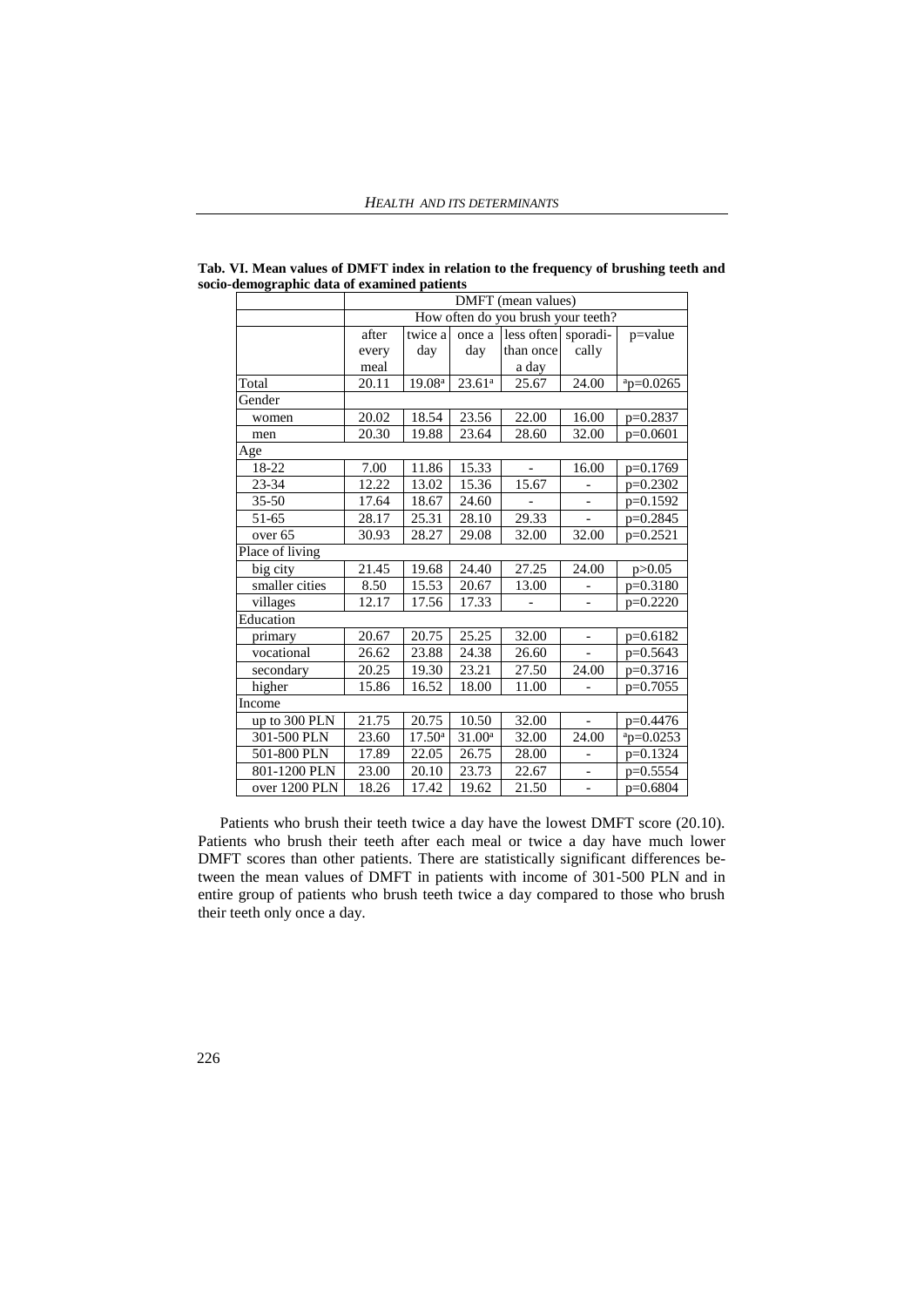**Tab. VI. Mean values of DMFT index in relation to the frequency of brushing teeth and socio-demographic data of examined patients**

| | DMFT (mean values) | | | | | |
|---|---|---|---|---|---|---|
| | How often do you brush your teeth? | | | | | |
| | after every meal | twice a day | once a day | less often than once a day | sporadi-cally | p=value |
| Total | 20.11 | 19.08[a] | 23.61[a] | 25.67 | 24.00 | [a]p=0.0265 |
| Gender | | | | | | |
| women | 20.02 | 18.54 | 23.56 | 22.00 | 16.00 | p=0.2837 |
| men | 20.30 | 19.88 | 23.64 | 28.60 | 32.00 | p=0.0601 |
| Age | | | | | | |
| 18-22 | 7.00 | 11.86 | 15.33 | - | 16.00 | p=0.1769 |
| 23-34 | 12.22 | 13.02 | 15.36 | 15.67 | - | p=0.2302 |
| 35-50 | 17.64 | 18.67 | 24.60 | - | - | p=0.1592 |
| 51-65 | 28.17 | 25.31 | 28.10 | 29.33 | - | p=0.2845 |
| over 65 | 30.93 | 28.27 | 29.08 | 32.00 | 32.00 | p=0.2521 |
| Place of living | | | | | | |
| big city | 21.45 | 19.68 | 24.40 | 27.25 | 24.00 | p>0.05 |
| smaller cities | 8.50 | 15.53 | 20.67 | 13.00 | - | p=0.3180 |
| villages | 12.17 | 17.56 | 17.33 | - | - | p=0.2220 |
| Education | | | | | | |
| primary | 20.67 | 20.75 | 25.25 | 32.00 | - | p=0.6182 |
| vocational | 26.62 | 23.88 | 24.38 | 26.60 | - | p=0.5643 |
| secondary | 20.25 | 19.30 | 23.21 | 27.50 | 24.00 | p=0.3716 |
| higher | 15.86 | 16.52 | 18.00 | 11.00 | - | p=0.7055 |
| Income | | | | | | |
| up to 300 PLN | 21.75 | 20.75 | 10.50 | 32.00 | - | p=0.4476 |
| 301-500 PLN | 23.60 | 17.50[a] | 31.00[a] | 32.00 | 24.00 | [a]p=0.0253 |
| 501-800 PLN | 17.89 | 22.05 | 26.75 | 28.00 | - | p=0.1324 |
| 801-1200 PLN | 23.00 | 20.10 | 23.73 | 22.67 | - | p=0.5554 |
| over 1200 PLN | 18.26 | 17.42 | 19.62 | 21.50 | - | p=0.6804 |

Patients who brush their teeth twice a day have the lowest DMFT score (20.10). Patients who brush their teeth after each meal or twice a day have much lower DMFT scores than other patients. There are statistically significant differences between the mean values of DMFT in patients with income of 301-500 PLN and in entire group of patients who brush teeth twice a day compared to those who brush their teeth only once a day.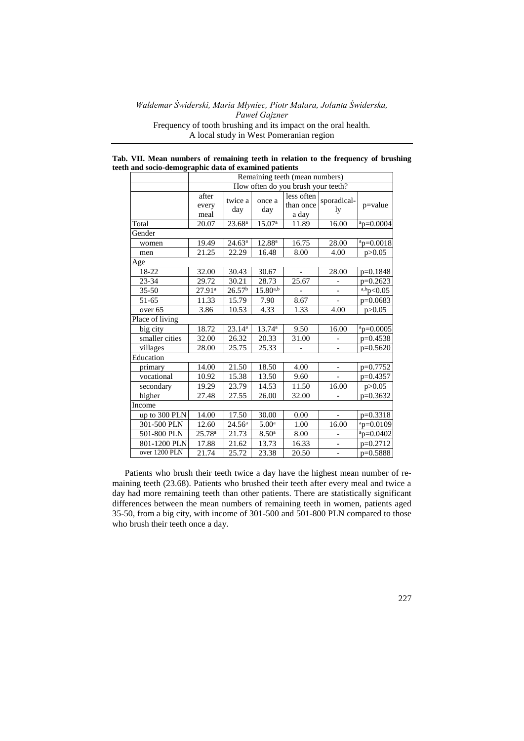**Tab. VII. Mean numbers of remaining teeth in relation to the frequency of brushing teeth and socio-demographic data of examined patients**

| | Remaining teeth (mean numbers) | | | | | |
|---|---|---|---|---|---|---|
| | How often do you brush your teeth? | | | | | |
| | after every meal | twice a day | once a day | less often than once a day | sporadical-ly | p=value |
| Total | 20.07 | 23.68[a] | 15.07[a] | 11.89 | 16.00 | [a]p=0.0004 |
| Gender | | | | | | |
| women | 19.49 | 24.63[a] | 12.88[a] | 16.75 | 28.00 | [a]p=0.0018 |
| men | 21.25 | 22.29 | 16.48 | 8.00 | 4.00 | p>0.05 |
| Age | | | | | | |
| 18-22 | 32.00 | 30.43 | 30.67 | - | 28.00 | p=0.1848 |
| 23-34 | 29.72 | 30.21 | 28.73 | 25.67 | - | p=0.2623 |
| 35-50 | 27.91[a] | 26.57[b] | 15.80[a,b] | - | - | [a,b]p<0.05 |
| 51-65 | 11.33 | 15.79 | 7.90 | 8.67 | - | p=0.0683 |
| over 65 | 3.86 | 10.53 | 4.33 | 1.33 | 4.00 | p>0.05 |
| Place of living | | | | | | |
| big city | 18.72 | 23.14[a] | 13.74[a] | 9.50 | 16.00 | [a]p=0.0005 |
| smaller cities | 32.00 | 26.32 | 20.33 | 31.00 | - | p=0.4538 |
| villages | 28.00 | 25.75 | 25.33 | - | - | p=0.5620 |
| Education | | | | | | |
| primary | 14.00 | 21.50 | 18.50 | 4.00 | - | p=0.7752 |
| vocational | 10.92 | 15.38 | 13.50 | 9.60 | - | p=0.4357 |
| secondary | 19.29 | 23.79 | 14.53 | 11.50 | 16.00 | p>0.05 |
| higher | 27.48 | 27.55 | 26.00 | 32.00 | - | p=0.3632 |
| Income | | | | | | |
| up to 300 PLN | 14.00 | 17.50 | 30.00 | 0.00 | - | p=0.3318 |
| 301-500 PLN | 12.60 | 24.56[a] | 5.00[a] | 1.00 | 16.00 | [a]p=0.0109 |
| 501-800 PLN | 25.78[a] | 21.73 | 8.50[a] | 8.00 | - | [a]p=0.0402 |
| 801-1200 PLN | 17.88 | 21.62 | 13.73 | 16.33 | - | p=0.2712 |
| over 1200 PLN | 21.74 | 25.72 | 23.38 | 20.50 | - | p=0.5888 |

Patients who brush their teeth twice a day have the highest mean number of remaining teeth (23.68). Patients who brushed their teeth after every meal and twice a day had more remaining teeth than other patients. There are statistically significant differences between the mean numbers of remaining teeth in women, patients aged 35-50, from a big city, with income of 301-500 and 501-800 PLN compared to those who brush their teeth once a day.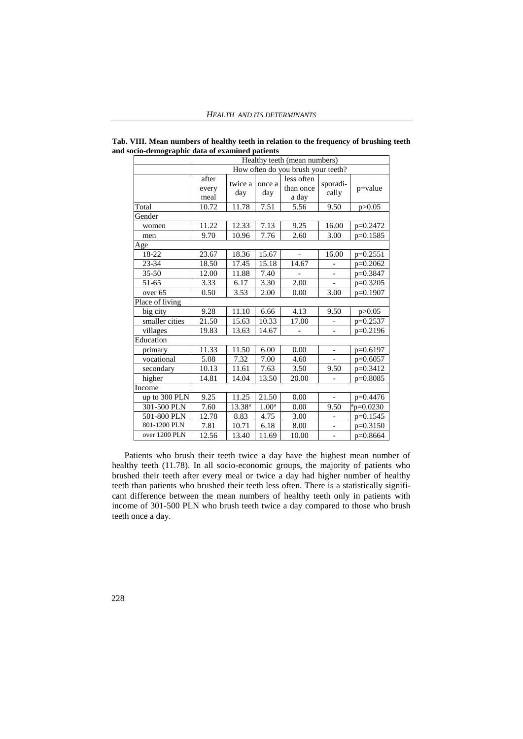**Tab. VIII. Mean numbers of healthy teeth in relation to the frequency of brushing teeth and socio-demographic data of examined patients**

| | Healthy teeth (mean numbers) | | | | | |
|---|---|---|---|---|---|---|
| | How often do you brush your teeth? | | | | | |
| | after every meal | twice a day | once a day | less often than once a day | sporadi-cally | p=value |
| Total | 10.72 | 11.78 | 7.51 | 5.56 | 9.50 | p>0.05 |
| Gender | | | | | | |
| women | 11.22 | 12.33 | 7.13 | 9.25 | 16.00 | p=0.2472 |
| men | 9.70 | 10.96 | 7.76 | 2.60 | 3.00 | p=0.1585 |
| Age | | | | | | |
| 18-22 | 23.67 | 18.36 | 15.67 | - | 16.00 | p=0.2551 |
| 23-34 | 18.50 | 17.45 | 15.18 | 14.67 | - | p=0.2062 |
| 35-50 | 12.00 | 11.88 | 7.40 | - | - | p=0.3847 |
| 51-65 | 3.33 | 6.17 | 3.30 | 2.00 | - | p=0.3205 |
| over 65 | 0.50 | 3.53 | 2.00 | 0.00 | 3.00 | p=0.1907 |
| Place of living | | | | | | |
| big city | 9.28 | 11.10 | 6.66 | 4.13 | 9.50 | p>0.05 |
| smaller cities | 21.50 | 15.63 | 10.33 | 17.00 | - | p=0.2537 |
| villages | 19.83 | 13.63 | 14.67 | - | - | p=0.2196 |
| Education | | | | | | |
| primary | 11.33 | 11.50 | 6.00 | 0.00 | - | p=0.6197 |
| vocational | 5.08 | 7.32 | 7.00 | 4.60 | - | p=0.6057 |
| secondary | 10.13 | 11.61 | 7.63 | 3.50 | 9.50 | p=0.3412 |
| higher | 14.81 | 14.04 | 13.50 | 20.00 | - | p=0.8085 |
| Income | | | | | | |
| up to 300 PLN | 9.25 | 11.25 | 21.50 | 0.00 | - | p=0.4476 |
| 301-500 PLN | 7.60 | 13.38[a] | 1.00[a] | 0.00 | 9.50 | [a]p=0.0230 |
| 501-800 PLN | 12.78 | 8.83 | 4.75 | 3.00 | - | p=0.1545 |
| 801-1200 PLN | 7.81 | 10.71 | 6.18 | 8.00 | - | p=0.3150 |
| over 1200 PLN | 12.56 | 13.40 | 11.69 | 10.00 | - | p=0.8664 |

Patients who brush their teeth twice a day have the highest mean number of healthy teeth (11.78). In all socio-economic groups, the majority of patients who brushed their teeth after every meal or twice a day had higher number of healthy teeth than patients who brushed their teeth less often. There is a statistically significant difference between the mean numbers of healthy teeth only in patients with income of 301-500 PLN who brush teeth twice a day compared to those who brush teeth once a day.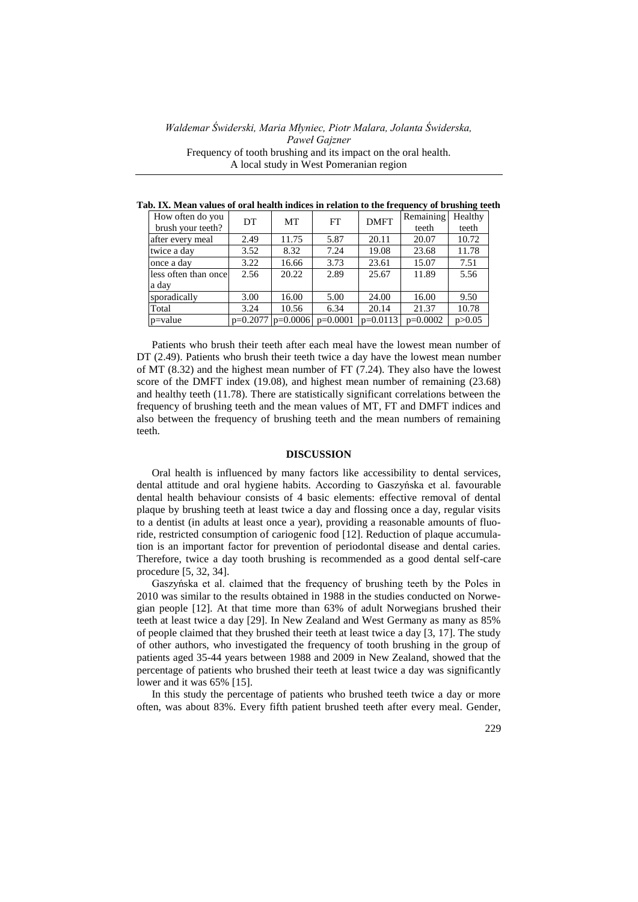**Tab. IX. Mean values of oral health indices in relation to the frequency of brushing teeth**

| How often do you brush your teeth? | DT | MT | FT | DMFT | Remaining teeth | Healthy teeth |
|---|---|---|---|---|---|---|
| after every meal | 2.49 | 11.75 | 5.87 | 20.11 | 20.07 | 10.72 |
| twice a day | 3.52 | 8.32 | 7.24 | 19.08 | 23.68 | 11.78 |
| once a day | 3.22 | 16.66 | 3.73 | 23.61 | 15.07 | 7.51 |
| less often than once a day | 2.56 | 20.22 | 2.89 | 25.67 | 11.89 | 5.56 |
| sporadically | 3.00 | 16.00 | 5.00 | 24.00 | 16.00 | 9.50 |
| Total | 3.24 | 10.56 | 6.34 | 20.14 | 21.37 | 10.78 |
| p=value | p=0.2077 | p=0.0006 | p=0.0001 | p=0.0113 | p=0.0002 | p>0.05 |

Patients who brush their teeth after each meal have the lowest mean number of DT (2.49). Patients who brush their teeth twice a day have the lowest mean number of MT (8.32) and the highest mean number of FT (7.24). They also have the lowest score of the DMFT index (19.08), and highest mean number of remaining (23.68) and healthy teeth (11.78). There are statistically significant correlations between the frequency of brushing teeth and the mean values of MT, FT and DMFT indices and also between the frequency of brushing teeth and the mean numbers of remaining teeth.

## DISCUSSION

Oral health is influenced by many factors like accessibility to dental services, dental attitude and oral hygiene habits. According to Gaszyńska et al. favourable dental health behaviour consists of 4 basic elements: effective removal of dental plaque by brushing teeth at least twice a day and flossing once a day, regular visits to a dentist (in adults at least once a year), providing a reasonable amounts of fluoride, restricted consumption of cariogenic food [12]. Reduction of plaque accumulation is an important factor for prevention of periodontal disease and dental caries. Therefore, twice a day tooth brushing is recommended as a good dental self-care procedure [5, 32, 34].

Gaszyńska et al. claimed that the frequency of brushing teeth by the Poles in 2010 was similar to the results obtained in 1988 in the studies conducted on Norwegian people [12]. At that time more than 63% of adult Norwegians brushed their teeth at least twice a day [29]. In New Zealand and West Germany as many as 85% of people claimed that they brushed their teeth at least twice a day [3, 17]. The study of other authors, who investigated the frequency of tooth brushing in the group of patients aged 35-44 years between 1988 and 2009 in New Zealand, showed that the percentage of patients who brushed their teeth at least twice a day was significantly lower and it was 65% [15].

In this study the percentage of patients who brushed teeth twice a day or more often, was about 83%. Every fifth patient brushed teeth after every meal. Gender,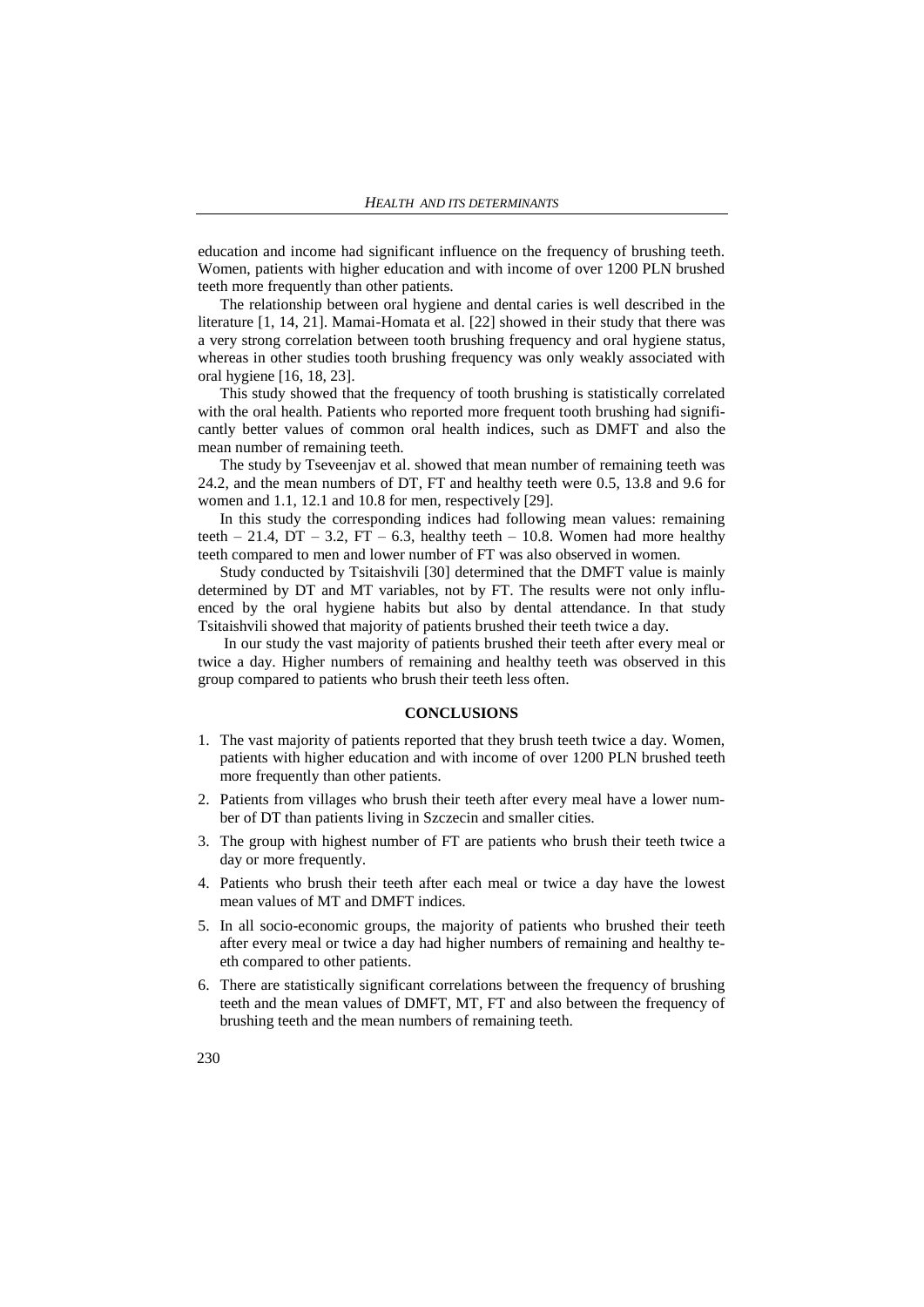education and income had significant influence on the frequency of brushing teeth. Women, patients with higher education and with income of over 1200 PLN brushed teeth more frequently than other patients.

The relationship between oral hygiene and dental caries is well described in the literature [1, 14, 21]. Mamai-Homata et al. [22] showed in their study that there was a very strong correlation between tooth brushing frequency and oral hygiene status, whereas in other studies tooth brushing frequency was only weakly associated with oral hygiene [16, 18, 23].

This study showed that the frequency of tooth brushing is statistically correlated with the oral health. Patients who reported more frequent tooth brushing had significantly better values of common oral health indices, such as DMFT and also the mean number of remaining teeth.

The study by Tseveenjav et al. showed that mean number of remaining teeth was 24.2, and the mean numbers of DT, FT and healthy teeth were 0.5, 13.8 and 9.6 for women and 1.1, 12.1 and 10.8 for men, respectively [29].

In this study the corresponding indices had following mean values: remaining teeth – 21.4, DT – 3.2, FT – 6.3, healthy teeth – 10.8. Women had more healthy teeth compared to men and lower number of FT was also observed in women.

Study conducted by Tsitaishvili [30] determined that the DMFT value is mainly determined by DT and MT variables, not by FT. The results were not only influenced by the oral hygiene habits but also by dental attendance. In that study Tsitaishvili showed that majority of patients brushed their teeth twice a day.

In our study the vast majority of patients brushed their teeth after every meal or twice a day. Higher numbers of remaining and healthy teeth was observed in this group compared to patients who brush their teeth less often.

## CONCLUSIONS

1. The vast majority of patients reported that they brush teeth twice a day. Women, patients with higher education and with income of over 1200 PLN brushed teeth more frequently than other patients.
2. Patients from villages who brush their teeth after every meal have a lower number of DT than patients living in Szczecin and smaller cities.
3. The group with highest number of FT are patients who brush their teeth twice a day or more frequently.
4. Patients who brush their teeth after each meal or twice a day have the lowest mean values of MT and DMFT indices.
5. In all socio-economic groups, the majority of patients who brushed their teeth after every meal or twice a day had higher numbers of remaining and healthy teeth compared to other patients.
6. There are statistically significant correlations between the frequency of brushing teeth and the mean values of DMFT, MT, FT and also between the frequency of brushing teeth and the mean numbers of remaining teeth.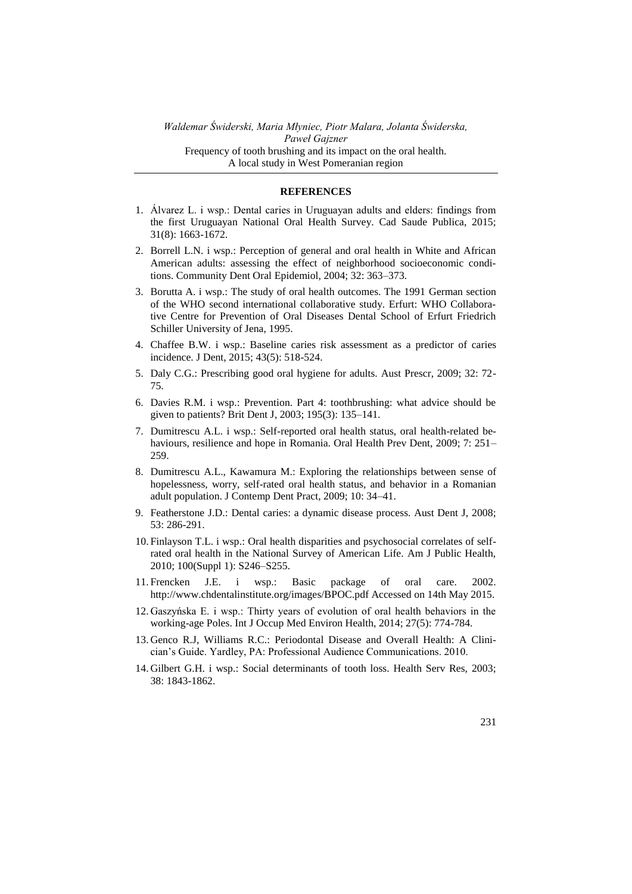## REFERENCES

1. Álvarez L. i wsp.: Dental caries in Uruguayan adults and elders: findings from the first Uruguayan National Oral Health Survey. Cad Saude Publica, 2015; 31(8): 1663-1672.
2. Borrell L.N. i wsp.: Perception of general and oral health in White and African American adults: assessing the effect of neighborhood socioeconomic conditions. Community Dent Oral Epidemiol, 2004; 32: 363–373.
3. Borutta A. i wsp.: The study of oral health outcomes. The 1991 German section of the WHO second international collaborative study. Erfurt: WHO Collaborative Centre for Prevention of Oral Diseases Dental School of Erfurt Friedrich Schiller University of Jena, 1995.
4. Chaffee B.W. i wsp.: Baseline caries risk assessment as a predictor of caries incidence. J Dent, 2015; 43(5): 518-524.
5. Daly C.G.: Prescribing good oral hygiene for adults. Aust Prescr, 2009; 32: 72-75.
6. Davies R.M. i wsp.: Prevention. Part 4: toothbrushing: what advice should be given to patients? Brit Dent J, 2003; 195(3): 135–141.
7. Dumitrescu A.L. i wsp.: Self-reported oral health status, oral health-related behaviours, resilience and hope in Romania. Oral Health Prev Dent, 2009; 7: 251–259.
8. Dumitrescu A.L., Kawamura M.: Exploring the relationships between sense of hopelessness, worry, self-rated oral health status, and behavior in a Romanian adult population. J Contemp Dent Pract, 2009; 10: 34–41.
9. Featherstone J.D.: Dental caries: a dynamic disease process. Aust Dent J, 2008; 53: 286-291.
10. Finlayson T.L. i wsp.: Oral health disparities and psychosocial correlates of self-rated oral health in the National Survey of American Life. Am J Public Health, 2010; 100(Suppl 1): S246–S255.
11. Frencken J.E. i wsp.: Basic package of oral care. 2002. http://www.chdentalinstitute.org/images/BPOC.pdf Accessed on 14th May 2015.
12. Gaszyńska E. i wsp.: Thirty years of evolution of oral health behaviors in the working-age Poles. Int J Occup Med Environ Health, 2014; 27(5): 774-784.
13. Genco R.J, Williams R.C.: Periodontal Disease and Overall Health: A Clinician's Guide. Yardley, PA: Professional Audience Communications. 2010.
14. Gilbert G.H. i wsp.: Social determinants of tooth loss. Health Serv Res, 2003; 38: 1843-1862.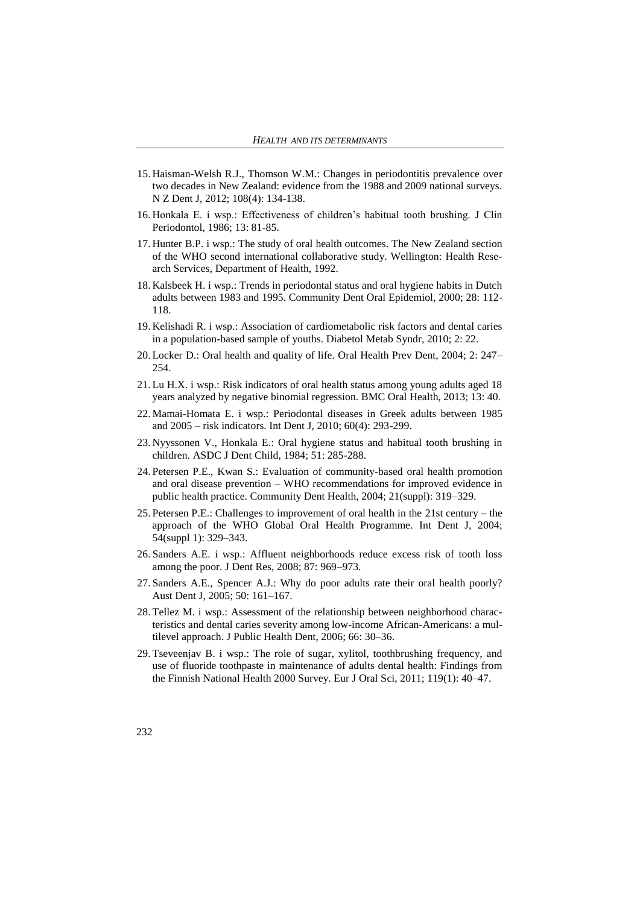15. Haisman-Welsh R.J., Thomson W.M.: Changes in periodontitis prevalence over two decades in New Zealand: evidence from the 1988 and 2009 national surveys. N Z Dent J, 2012; 108(4): 134-138.
16. Honkala E. i wsp.: Effectiveness of children's habitual tooth brushing. J Clin Periodontol, 1986; 13: 81-85.
17. Hunter B.P. i wsp.: The study of oral health outcomes. The New Zealand section of the WHO second international collaborative study. Wellington: Health Research Services, Department of Health, 1992.
18. Kalsbeek H. i wsp.: Trends in periodontal status and oral hygiene habits in Dutch adults between 1983 and 1995. Community Dent Oral Epidemiol, 2000; 28: 112-118.
19. Kelishadi R. i wsp.: Association of cardiometabolic risk factors and dental caries in a population-based sample of youths. Diabetol Metab Syndr, 2010; 2: 22.
20. Locker D.: Oral health and quality of life. Oral Health Prev Dent, 2004; 2: 247–254.
21. Lu H.X. i wsp.: Risk indicators of oral health status among young adults aged 18 years analyzed by negative binomial regression. BMC Oral Health, 2013; 13: 40.
22. Mamai-Homata E. i wsp.: Periodontal diseases in Greek adults between 1985 and 2005 – risk indicators. Int Dent J, 2010; 60(4): 293-299.
23. Nyyssonen V., Honkala E.: Oral hygiene status and habitual tooth brushing in children. ASDC J Dent Child, 1984; 51: 285-288.
24. Petersen P.E., Kwan S.: Evaluation of community-based oral health promotion and oral disease prevention – WHO recommendations for improved evidence in public health practice. Community Dent Health, 2004; 21(suppl): 319–329.
25. Petersen P.E.: Challenges to improvement of oral health in the 21st century – the approach of the WHO Global Oral Health Programme. Int Dent J, 2004; 54(suppl 1): 329–343.
26. Sanders A.E. i wsp.: Affluent neighborhoods reduce excess risk of tooth loss among the poor. J Dent Res, 2008; 87: 969–973.
27. Sanders A.E., Spencer A.J.: Why do poor adults rate their oral health poorly? Aust Dent J, 2005; 50: 161–167.
28. Tellez M. i wsp.: Assessment of the relationship between neighborhood characteristics and dental caries severity among low-income African-Americans: a multilevel approach. J Public Health Dent, 2006; 66: 30–36.
29. Tseveenjav B. i wsp.: The role of sugar, xylitol, toothbrushing frequency, and use of fluoride toothpaste in maintenance of adults dental health: Findings from the Finnish National Health 2000 Survey. Eur J Oral Sci, 2011; 119(1): 40–47.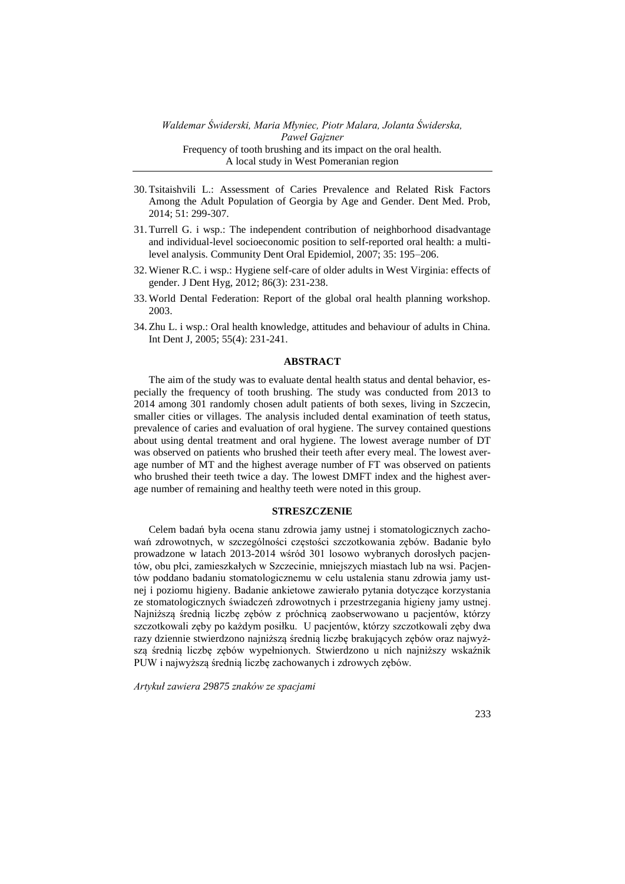30. Tsitaishvili L.: Assessment of Caries Prevalence and Related Risk Factors Among the Adult Population of Georgia by Age and Gender. Dent Med. Prob, 2014; 51: 299-307.
31. Turrell G. i wsp.: The independent contribution of neighborhood disadvantage and individual-level socioeconomic position to self-reported oral health: a multi-level analysis. Community Dent Oral Epidemiol, 2007; 35: 195–206.
32. Wiener R.C. i wsp.: Hygiene self-care of older adults in West Virginia: effects of gender. J Dent Hyg, 2012; 86(3): 231-238.
33. World Dental Federation: Report of the global oral health planning workshop. 2003.
34. Zhu L. i wsp.: Oral health knowledge, attitudes and behaviour of adults in China. Int Dent J, 2005; 55(4): 231-241.

## ABSTRACT

The aim of the study was to evaluate dental health status and dental behavior, especially the frequency of tooth brushing. The study was conducted from 2013 to 2014 among 301 randomly chosen adult patients of both sexes, living in Szczecin, smaller cities or villages. The analysis included dental examination of teeth status, prevalence of caries and evaluation of oral hygiene. The survey contained questions about using dental treatment and oral hygiene. The lowest average number of DT was observed on patients who brushed their teeth after every meal. The lowest average number of MT and the highest average number of FT was observed on patients who brushed their teeth twice a day. The lowest DMFT index and the highest average number of remaining and healthy teeth were noted in this group.

## STRESZCZENIE

Celem badań była ocena stanu zdrowia jamy ustnej i stomatologicznych zachowań zdrowotnych, w szczególności częstości szczotkowania zębów. Badanie było prowadzone w latach 2013-2014 wśród 301 losowo wybranych dorosłych pacjentów, obu płci, zamieszkałych w Szczecinie, mniejszych miastach lub na wsi. Pacjentów poddano badaniu stomatologicznemu w celu ustalenia stanu zdrowia jamy ustnej i poziomu higieny. Badanie ankietowe zawierało pytania dotyczące korzystania ze stomatologicznych świadczeń zdrowotnych i przestrzegania higieny jamy ustnej. Najniższą średnią liczbę zębów z próchnicą zaobserwowano u pacjentów, którzy szczotkowali zęby po każdym posiłku. U pacjentów, którzy szczotkowali zęby dwa razy dziennie stwierdzono najniższą średnią liczbę brakujących zębów oraz najwyższą średnią liczbę zębów wypełnionych. Stwierdzono u nich najniższy wskaźnik PUW i najwyższą średnią liczbę zachowanych i zdrowych zębów.

*Artykuł zawiera 29875 znaków ze spacjami*